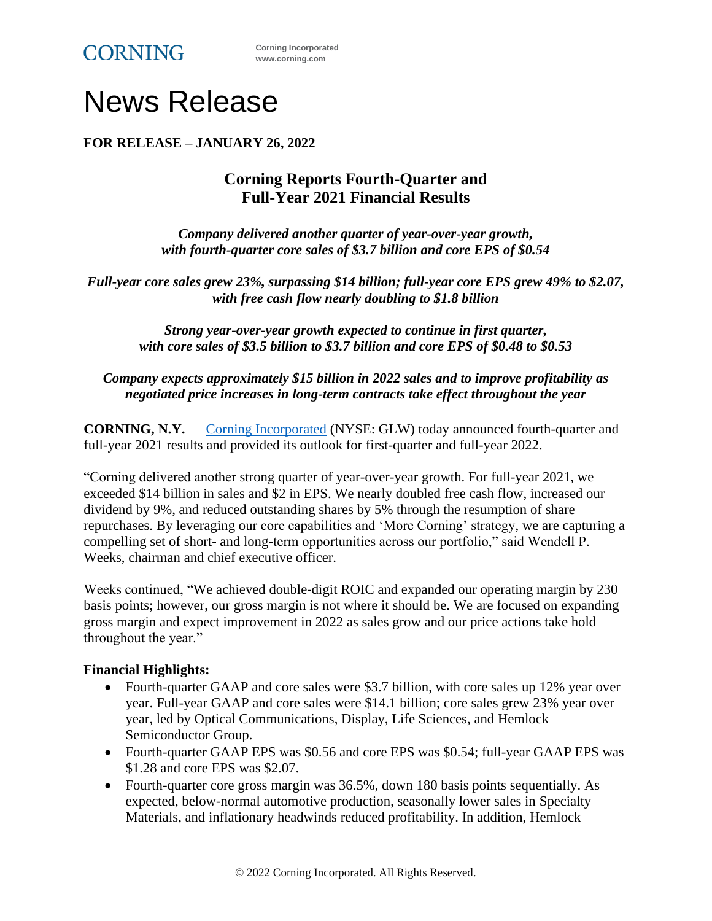CORNING

Corning Incorporated
www.corning.com

# News Release

**FOR RELEASE – JANUARY 26, 2022**

## Corning Reports Fourth-Quarter and Full-Year 2021 Financial Results

***Company delivered another quarter of year-over-year growth, with fourth-quarter core sales of $3.7 billion and core EPS of $0.54***

***Full-year core sales grew 23%, surpassing $14 billion; full-year core EPS grew 49% to $2.07, with free cash flow nearly doubling to $1.8 billion***

***Strong year-over-year growth expected to continue in first quarter, with core sales of $3.5 billion to $3.7 billion and core EPS of $0.48 to $0.53***

***Company expects approximately $15 billion in 2022 sales and to improve profitability as negotiated price increases in long-term contracts take effect throughout the year***

**CORNING, N.Y.** — Corning Incorporated (NYSE: GLW) today announced fourth-quarter and full-year 2021 results and provided its outlook for first-quarter and full-year 2022.

"Corning delivered another strong quarter of year-over-year growth. For full-year 2021, we exceeded $14 billion in sales and $2 in EPS. We nearly doubled free cash flow, increased our dividend by 9%, and reduced outstanding shares by 5% through the resumption of share repurchases. By leveraging our core capabilities and 'More Corning' strategy, we are capturing a compelling set of short- and long-term opportunities across our portfolio," said Wendell P. Weeks, chairman and chief executive officer.

Weeks continued, "We achieved double-digit ROIC and expanded our operating margin by 230 basis points; however, our gross margin is not where it should be. We are focused on expanding gross margin and expect improvement in 2022 as sales grow and our price actions take hold throughout the year."

**Financial Highlights:**

- Fourth-quarter GAAP and core sales were $3.7 billion, with core sales up 12% year over year. Full-year GAAP and core sales were $14.1 billion; core sales grew 23% year over year, led by Optical Communications, Display, Life Sciences, and Hemlock Semiconductor Group.
- Fourth-quarter GAAP EPS was $0.56 and core EPS was $0.54; full-year GAAP EPS was $1.28 and core EPS was $2.07.
- Fourth-quarter core gross margin was 36.5%, down 180 basis points sequentially. As expected, below-normal automotive production, seasonally lower sales in Specialty Materials, and inflationary headwinds reduced profitability. In addition, Hemlock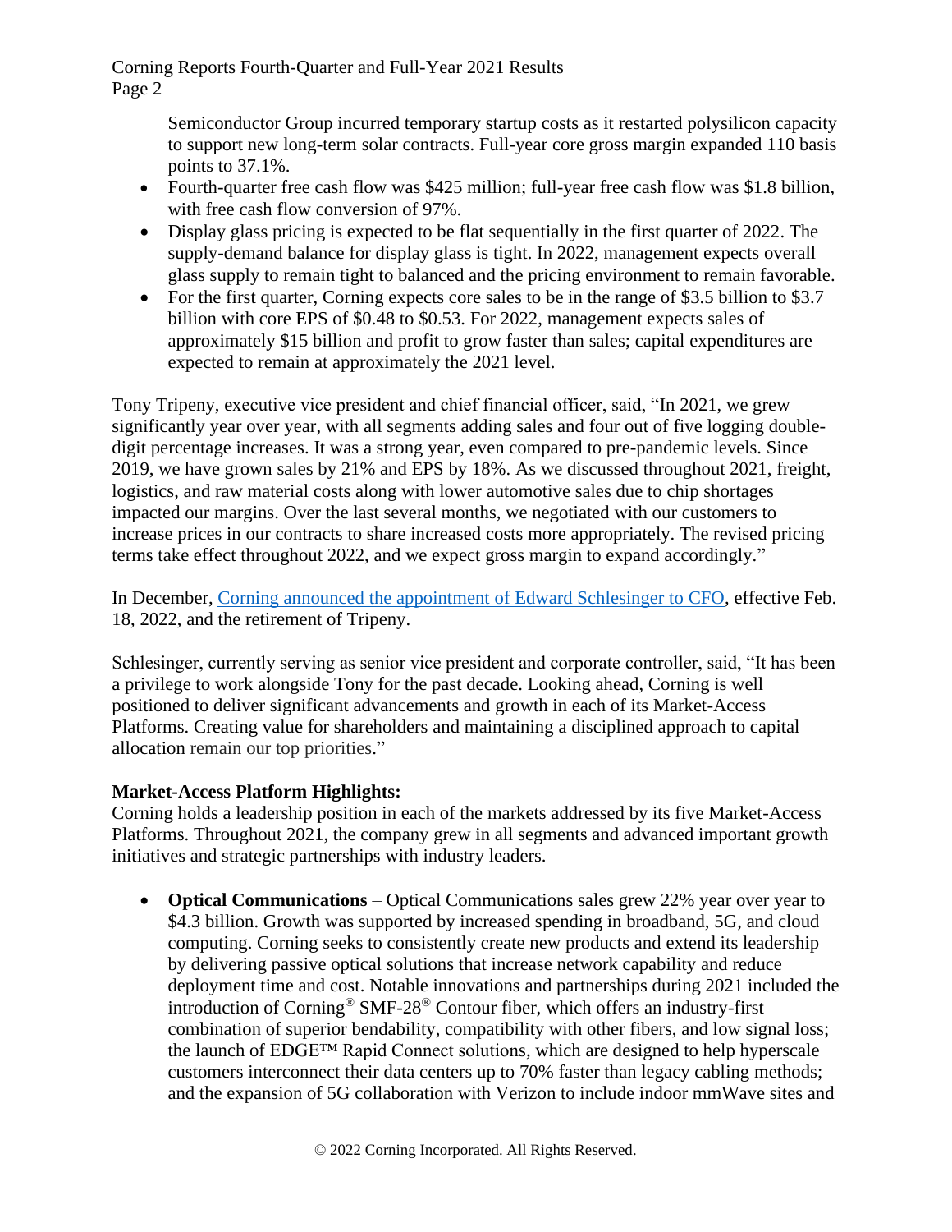Semiconductor Group incurred temporary startup costs as it restarted polysilicon capacity to support new long-term solar contracts. Full-year core gross margin expanded 110 basis points to 37.1%.

- Fourth-quarter free cash flow was $425 million; full-year free cash flow was $1.8 billion, with free cash flow conversion of 97%.
- Display glass pricing is expected to be flat sequentially in the first quarter of 2022. The supply-demand balance for display glass is tight. In 2022, management expects overall glass supply to remain tight to balanced and the pricing environment to remain favorable.
- For the first quarter, Corning expects core sales to be in the range of $3.5 billion to $3.7 billion with core EPS of $0.48 to $0.53. For 2022, management expects sales of approximately $15 billion and profit to grow faster than sales; capital expenditures are expected to remain at approximately the 2021 level.

Tony Tripeny, executive vice president and chief financial officer, said, "In 2021, we grew significantly year over year, with all segments adding sales and four out of five logging double-digit percentage increases. It was a strong year, even compared to pre-pandemic levels. Since 2019, we have grown sales by 21% and EPS by 18%. As we discussed throughout 2021, freight, logistics, and raw material costs along with lower automotive sales due to chip shortages impacted our margins. Over the last several months, we negotiated with our customers to increase prices in our contracts to share increased costs more appropriately. The revised pricing terms take effect throughout 2022, and we expect gross margin to expand accordingly."

In December, Corning announced the appointment of Edward Schlesinger to CFO, effective Feb. 18, 2022, and the retirement of Tripeny.

Schlesinger, currently serving as senior vice president and corporate controller, said, "It has been a privilege to work alongside Tony for the past decade. Looking ahead, Corning is well positioned to deliver significant advancements and growth in each of its Market-Access Platforms. Creating value for shareholders and maintaining a disciplined approach to capital allocation remain our top priorities."

**Market-Access Platform Highlights:**

Corning holds a leadership position in each of the markets addressed by its five Market-Access Platforms. Throughout 2021, the company grew in all segments and advanced important growth initiatives and strategic partnerships with industry leaders.

- **Optical Communications** – Optical Communications sales grew 22% year over year to $4.3 billion. Growth was supported by increased spending in broadband, 5G, and cloud computing. Corning seeks to consistently create new products and extend its leadership by delivering passive optical solutions that increase network capability and reduce deployment time and cost. Notable innovations and partnerships during 2021 included the introduction of Corning® SMF-28® Contour fiber, which offers an industry-first combination of superior bendability, compatibility with other fibers, and low signal loss; the launch of EDGE™ Rapid Connect solutions, which are designed to help hyperscale customers interconnect their data centers up to 70% faster than legacy cabling methods; and the expansion of 5G collaboration with Verizon to include indoor mmWave sites and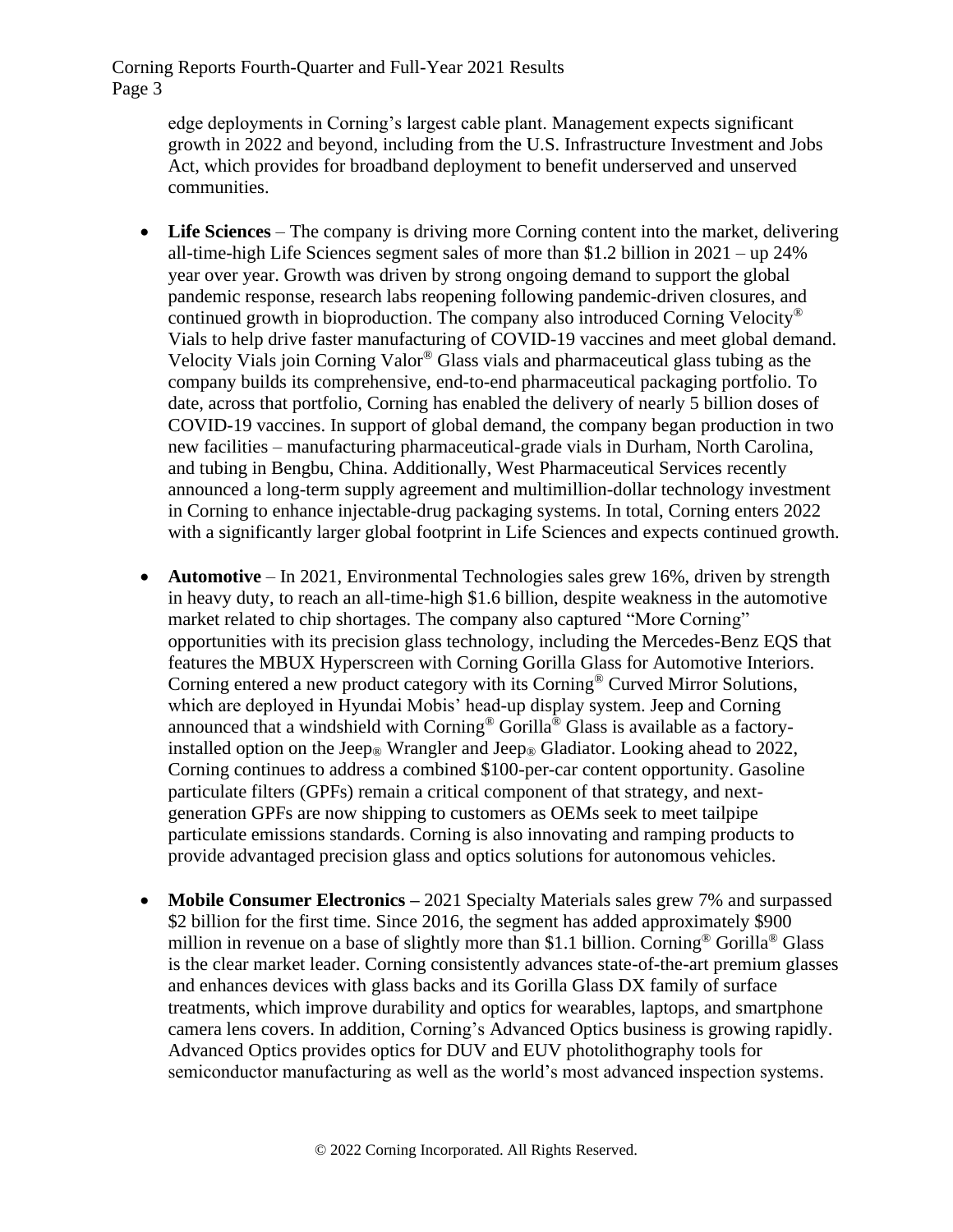edge deployments in Corning's largest cable plant. Management expects significant growth in 2022 and beyond, including from the U.S. Infrastructure Investment and Jobs Act, which provides for broadband deployment to benefit underserved and unserved communities.

- **Life Sciences** – The company is driving more Corning content into the market, delivering all-time-high Life Sciences segment sales of more than $1.2 billion in 2021 – up 24% year over year. Growth was driven by strong ongoing demand to support the global pandemic response, research labs reopening following pandemic-driven closures, and continued growth in bioproduction. The company also introduced Corning Velocity® Vials to help drive faster manufacturing of COVID-19 vaccines and meet global demand. Velocity Vials join Corning Valor® Glass vials and pharmaceutical glass tubing as the company builds its comprehensive, end-to-end pharmaceutical packaging portfolio. To date, across that portfolio, Corning has enabled the delivery of nearly 5 billion doses of COVID-19 vaccines. In support of global demand, the company began production in two new facilities – manufacturing pharmaceutical-grade vials in Durham, North Carolina, and tubing in Bengbu, China. Additionally, West Pharmaceutical Services recently announced a long-term supply agreement and multimillion-dollar technology investment in Corning to enhance injectable-drug packaging systems. In total, Corning enters 2022 with a significantly larger global footprint in Life Sciences and expects continued growth.

- **Automotive** – In 2021, Environmental Technologies sales grew 16%, driven by strength in heavy duty, to reach an all-time-high $1.6 billion, despite weakness in the automotive market related to chip shortages. The company also captured "More Corning" opportunities with its precision glass technology, including the Mercedes-Benz EQS that features the MBUX Hyperscreen with Corning Gorilla Glass for Automotive Interiors. Corning entered a new product category with its Corning® Curved Mirror Solutions, which are deployed in Hyundai Mobis' head-up display system. Jeep and Corning announced that a windshield with Corning® Gorilla® Glass is available as a factory-installed option on the Jeep® Wrangler and Jeep® Gladiator. Looking ahead to 2022, Corning continues to address a combined $100-per-car content opportunity. Gasoline particulate filters (GPFs) remain a critical component of that strategy, and next-generation GPFs are now shipping to customers as OEMs seek to meet tailpipe particulate emissions standards. Corning is also innovating and ramping products to provide advantaged precision glass and optics solutions for autonomous vehicles.

- **Mobile Consumer Electronics** – 2021 Specialty Materials sales grew 7% and surpassed $2 billion for the first time. Since 2016, the segment has added approximately $900 million in revenue on a base of slightly more than $1.1 billion. Corning® Gorilla® Glass is the clear market leader. Corning consistently advances state-of-the-art premium glasses and enhances devices with glass backs and its Gorilla Glass DX family of surface treatments, which improve durability and optics for wearables, laptops, and smartphone camera lens covers. In addition, Corning's Advanced Optics business is growing rapidly. Advanced Optics provides optics for DUV and EUV photolithography tools for semiconductor manufacturing as well as the world's most advanced inspection systems.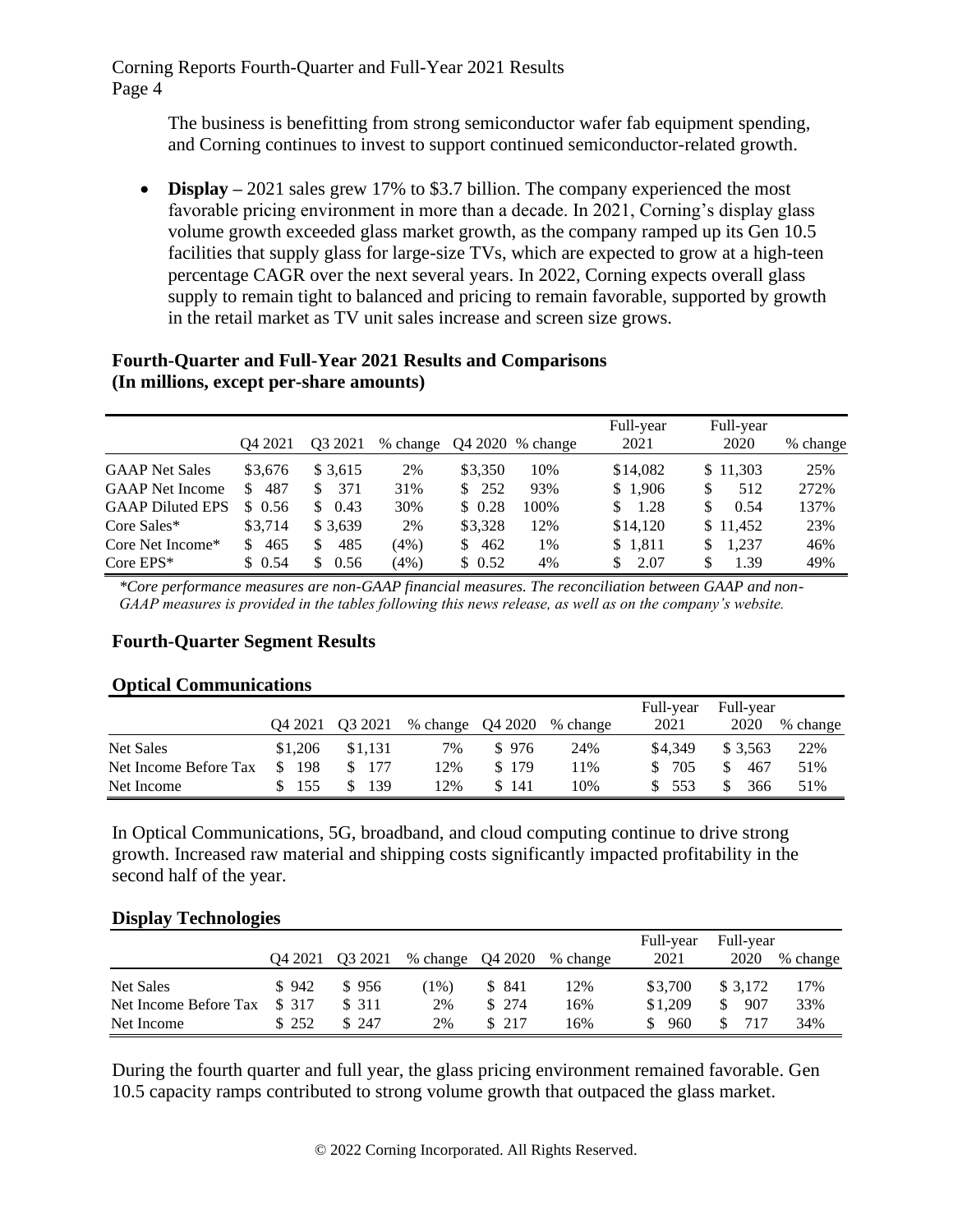The business is benefitting from strong semiconductor wafer fab equipment spending, and Corning continues to invest to support continued semiconductor-related growth.

- **Display –** 2021 sales grew 17% to $3.7 billion. The company experienced the most favorable pricing environment in more than a decade. In 2021, Corning's display glass volume growth exceeded glass market growth, as the company ramped up its Gen 10.5 facilities that supply glass for large-size TVs, which are expected to grow at a high-teen percentage CAGR over the next several years. In 2022, Corning expects overall glass supply to remain tight to balanced and pricing to remain favorable, supported by growth in the retail market as TV unit sales increase and screen size grows.

**Fourth-Quarter and Full-Year 2021 Results and Comparisons**
**(In millions, except per-share amounts)**

| | Q4 2021 | Q3 2021 | % change | Q4 2020 | % change | Full-year 2021 | Full-year 2020 | % change |
|---|---|---|---|---|---|---|---|---|
| GAAP Net Sales | $3,676 | $ 3,615 | 2% | $3,350 | 10% | $14,082 | $ 11,303 | 25% |
| GAAP Net Income | $ 487 | $ 371 | 31% | $ 252 | 93% | $ 1,906 | $ 512 | 272% |
| GAAP Diluted EPS | $ 0.56 | $ 0.43 | 30% | $ 0.28 | 100% | $ 1.28 | $ 0.54 | 137% |
| Core Sales* | $3,714 | $ 3,639 | 2% | $3,328 | 12% | $14,120 | $ 11,452 | 23% |
| Core Net Income* | $ 465 | $ 485 | (4%) | $ 462 | 1% | $ 1,811 | $ 1,237 | 46% |
| Core EPS* | $ 0.54 | $ 0.56 | (4%) | $ 0.52 | 4% | $ 2.07 | $ 1.39 | 49% |

*\*Core performance measures are non-GAAP financial measures. The reconciliation between GAAP and non-GAAP measures is provided in the tables following this news release, as well as on the company's website.*

**Fourth-Quarter Segment Results**

**Optical Communications**

| | Q4 2021 | Q3 2021 | % change | Q4 2020 | % change | Full-year 2021 | Full-year 2020 | % change |
|---|---|---|---|---|---|---|---|---|
| Net Sales | $1,206 | $1,131 | 7% | $ 976 | 24% | $4,349 | $ 3,563 | 22% |
| Net Income Before Tax | $ 198 | $ 177 | 12% | $ 179 | 11% | $ 705 | $ 467 | 51% |
| Net Income | $ 155 | $ 139 | 12% | $ 141 | 10% | $ 553 | $ 366 | 51% |

In Optical Communications, 5G, broadband, and cloud computing continue to drive strong growth. Increased raw material and shipping costs significantly impacted profitability in the second half of the year.

**Display Technologies**

| | Q4 2021 | Q3 2021 | % change | Q4 2020 | % change | Full-year 2021 | Full-year 2020 | % change |
|---|---|---|---|---|---|---|---|---|
| Net Sales | $ 942 | $ 956 | (1%) | $ 841 | 12% | $3,700 | $ 3,172 | 17% |
| Net Income Before Tax | $ 317 | $ 311 | 2% | $ 274 | 16% | $1,209 | $ 907 | 33% |
| Net Income | $ 252 | $ 247 | 2% | $ 217 | 16% | $ 960 | $ 717 | 34% |

During the fourth quarter and full year, the glass pricing environment remained favorable. Gen 10.5 capacity ramps contributed to strong volume growth that outpaced the glass market.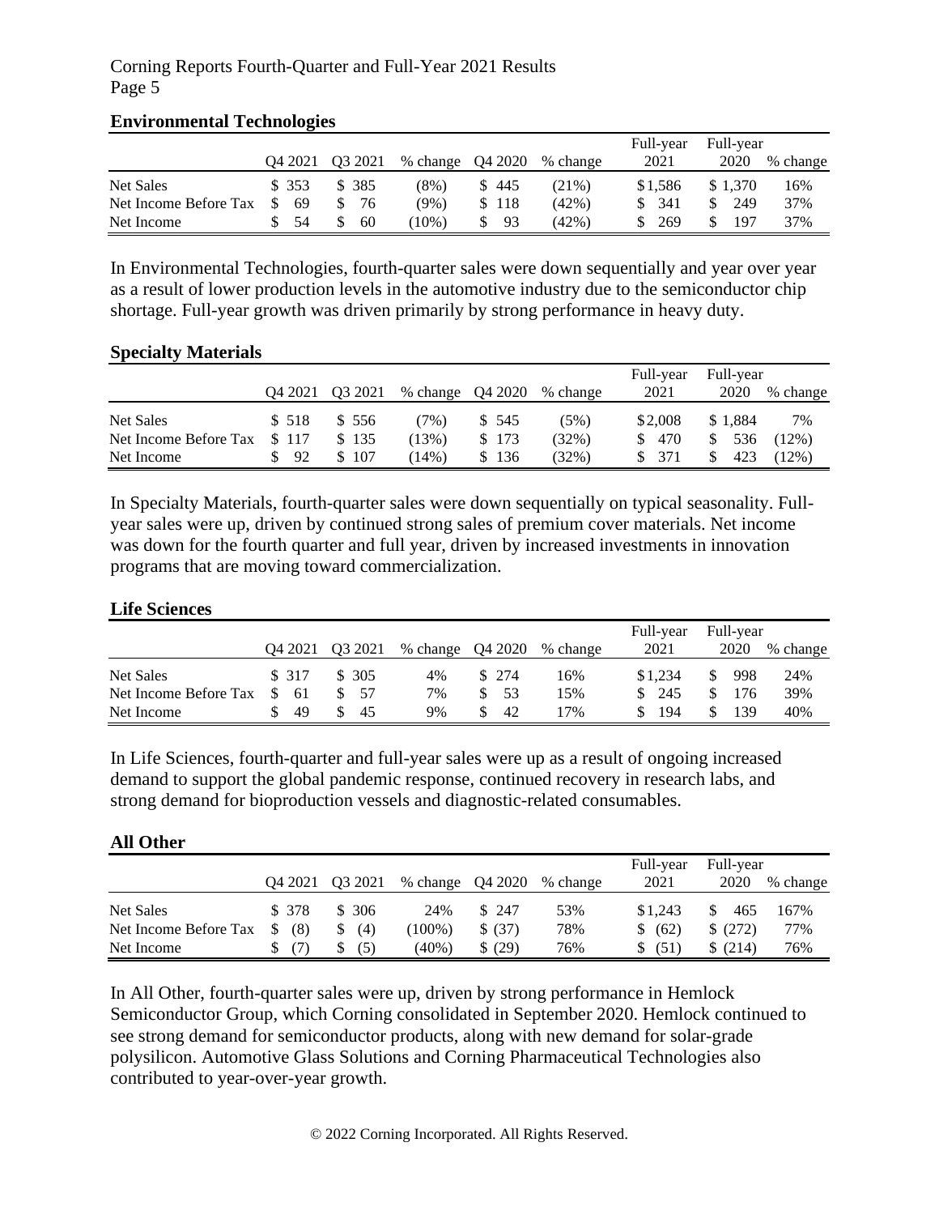## Environmental Technologies

| | Q4 2021 | Q3 2021 | % change | Q4 2020 | % change | Full-year 2021 | Full-year 2020 | % change |
|---|---|---|---|---|---|---|---|---|
| Net Sales | $ 353 | $ 385 | (8%) | $ 445 | (21%) | $1,586 | $ 1,370 | 16% |
| Net Income Before Tax | $ 69 | $ 76 | (9%) | $ 118 | (42%) | $ 341 | $ 249 | 37% |
| Net Income | $ 54 | $ 60 | (10%) | $ 93 | (42%) | $ 269 | $ 197 | 37% |

In Environmental Technologies, fourth-quarter sales were down sequentially and year over year as a result of lower production levels in the automotive industry due to the semiconductor chip shortage. Full-year growth was driven primarily by strong performance in heavy duty.

## Specialty Materials

| | Q4 2021 | Q3 2021 | % change | Q4 2020 | % change | Full-year 2021 | Full-year 2020 | % change |
|---|---|---|---|---|---|---|---|---|
| Net Sales | $ 518 | $ 556 | (7%) | $ 545 | (5%) | $2,008 | $ 1,884 | 7% |
| Net Income Before Tax | $ 117 | $ 135 | (13%) | $ 173 | (32%) | $ 470 | $ 536 | (12%) |
| Net Income | $ 92 | $ 107 | (14%) | $ 136 | (32%) | $ 371 | $ 423 | (12%) |

In Specialty Materials, fourth-quarter sales were down sequentially on typical seasonality. Full-year sales were up, driven by continued strong sales of premium cover materials. Net income was down for the fourth quarter and full year, driven by increased investments in innovation programs that are moving toward commercialization.

## Life Sciences

| | Q4 2021 | Q3 2021 | % change | Q4 2020 | % change | Full-year 2021 | Full-year 2020 | % change |
|---|---|---|---|---|---|---|---|---|
| Net Sales | $ 317 | $ 305 | 4% | $ 274 | 16% | $1,234 | $ 998 | 24% |
| Net Income Before Tax | $ 61 | $ 57 | 7% | $ 53 | 15% | $ 245 | $ 176 | 39% |
| Net Income | $ 49 | $ 45 | 9% | $ 42 | 17% | $ 194 | $ 139 | 40% |

In Life Sciences, fourth-quarter and full-year sales were up as a result of ongoing increased demand to support the global pandemic response, continued recovery in research labs, and strong demand for bioproduction vessels and diagnostic-related consumables.

## All Other

| | Q4 2021 | Q3 2021 | % change | Q4 2020 | % change | Full-year 2021 | Full-year 2020 | % change |
|---|---|---|---|---|---|---|---|---|
| Net Sales | $ 378 | $ 306 | 24% | $ 247 | 53% | $1,243 | $ 465 | 167% |
| Net Income Before Tax | $ (8) | $ (4) | (100%) | $ (37) | 78% | $ (62) | $ (272) | 77% |
| Net Income | $ (7) | $ (5) | (40%) | $ (29) | 76% | $ (51) | $ (214) | 76% |

In All Other, fourth-quarter sales were up, driven by strong performance in Hemlock Semiconductor Group, which Corning consolidated in September 2020. Hemlock continued to see strong demand for semiconductor products, along with new demand for solar-grade polysilicon. Automotive Glass Solutions and Corning Pharmaceutical Technologies also contributed to year-over-year growth.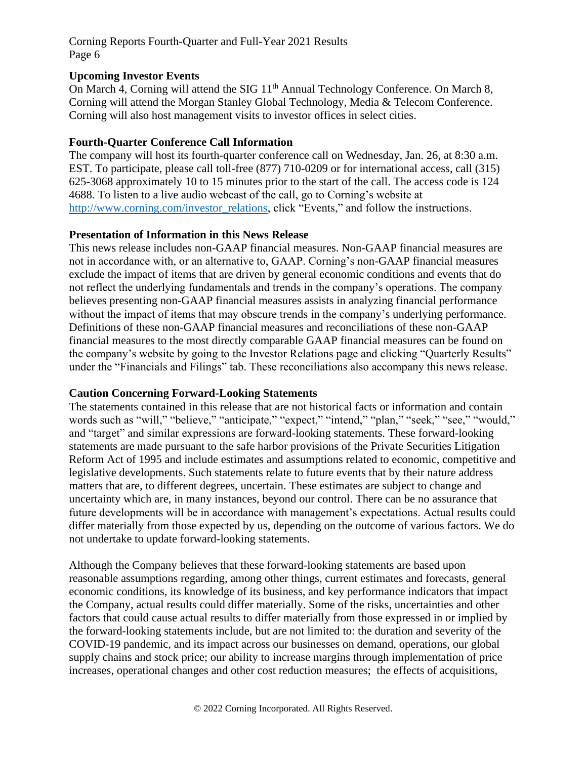**Upcoming Investor Events**

On March 4, Corning will attend the SIG 11th Annual Technology Conference. On March 8, Corning will attend the Morgan Stanley Global Technology, Media & Telecom Conference. Corning will also host management visits to investor offices in select cities.

**Fourth-Quarter Conference Call Information**

The company will host its fourth-quarter conference call on Wednesday, Jan. 26, at 8:30 a.m. EST. To participate, please call toll-free (877) 710-0209 or for international access, call (315) 625-3068 approximately 10 to 15 minutes prior to the start of the call. The access code is 124 4688. To listen to a live audio webcast of the call, go to Corning's website at http://www.corning.com/investor_relations, click "Events," and follow the instructions.

**Presentation of Information in this News Release**

This news release includes non-GAAP financial measures. Non-GAAP financial measures are not in accordance with, or an alternative to, GAAP. Corning's non-GAAP financial measures exclude the impact of items that are driven by general economic conditions and events that do not reflect the underlying fundamentals and trends in the company's operations. The company believes presenting non-GAAP financial measures assists in analyzing financial performance without the impact of items that may obscure trends in the company's underlying performance. Definitions of these non-GAAP financial measures and reconciliations of these non-GAAP financial measures to the most directly comparable GAAP financial measures can be found on the company's website by going to the Investor Relations page and clicking "Quarterly Results" under the "Financials and Filings" tab. These reconciliations also accompany this news release.

**Caution Concerning Forward-Looking Statements**

The statements contained in this release that are not historical facts or information and contain words such as "will," "believe," "anticipate," "expect," "intend," "plan," "seek," "see," "would," and "target" and similar expressions are forward-looking statements. These forward-looking statements are made pursuant to the safe harbor provisions of the Private Securities Litigation Reform Act of 1995 and include estimates and assumptions related to economic, competitive and legislative developments. Such statements relate to future events that by their nature address matters that are, to different degrees, uncertain. These estimates are subject to change and uncertainty which are, in many instances, beyond our control. There can be no assurance that future developments will be in accordance with management's expectations. Actual results could differ materially from those expected by us, depending on the outcome of various factors. We do not undertake to update forward-looking statements.

Although the Company believes that these forward-looking statements are based upon reasonable assumptions regarding, among other things, current estimates and forecasts, general economic conditions, its knowledge of its business, and key performance indicators that impact the Company, actual results could differ materially. Some of the risks, uncertainties and other factors that could cause actual results to differ materially from those expressed in or implied by the forward-looking statements include, but are not limited to: the duration and severity of the COVID-19 pandemic, and its impact across our businesses on demand, operations, our global supply chains and stock price; our ability to increase margins through implementation of price increases, operational changes and other cost reduction measures; the effects of acquisitions,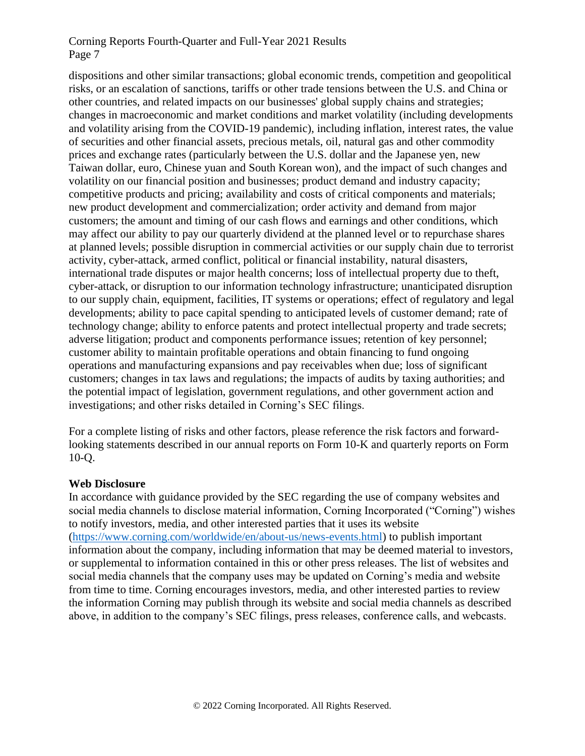dispositions and other similar transactions; global economic trends, competition and geopolitical risks, or an escalation of sanctions, tariffs or other trade tensions between the U.S. and China or other countries, and related impacts on our businesses' global supply chains and strategies; changes in macroeconomic and market conditions and market volatility (including developments and volatility arising from the COVID-19 pandemic), including inflation, interest rates, the value of securities and other financial assets, precious metals, oil, natural gas and other commodity prices and exchange rates (particularly between the U.S. dollar and the Japanese yen, new Taiwan dollar, euro, Chinese yuan and South Korean won), and the impact of such changes and volatility on our financial position and businesses; product demand and industry capacity; competitive products and pricing; availability and costs of critical components and materials; new product development and commercialization; order activity and demand from major customers; the amount and timing of our cash flows and earnings and other conditions, which may affect our ability to pay our quarterly dividend at the planned level or to repurchase shares at planned levels; possible disruption in commercial activities or our supply chain due to terrorist activity, cyber-attack, armed conflict, political or financial instability, natural disasters, international trade disputes or major health concerns; loss of intellectual property due to theft, cyber-attack, or disruption to our information technology infrastructure; unanticipated disruption to our supply chain, equipment, facilities, IT systems or operations; effect of regulatory and legal developments; ability to pace capital spending to anticipated levels of customer demand; rate of technology change; ability to enforce patents and protect intellectual property and trade secrets; adverse litigation; product and components performance issues; retention of key personnel; customer ability to maintain profitable operations and obtain financing to fund ongoing operations and manufacturing expansions and pay receivables when due; loss of significant customers; changes in tax laws and regulations; the impacts of audits by taxing authorities; and the potential impact of legislation, government regulations, and other government action and investigations; and other risks detailed in Corning's SEC filings.

For a complete listing of risks and other factors, please reference the risk factors and forward-looking statements described in our annual reports on Form 10-K and quarterly reports on Form 10-Q.

**Web Disclosure**

In accordance with guidance provided by the SEC regarding the use of company websites and social media channels to disclose material information, Corning Incorporated ("Corning") wishes to notify investors, media, and other interested parties that it uses its website ([https://www.corning.com/worldwide/en/about-us/news-events.html](https://www.corning.com/worldwide/en/about-us/news-events.html)) to publish important information about the company, including information that may be deemed material to investors, or supplemental to information contained in this or other press releases. The list of websites and social media channels that the company uses may be updated on Corning's media and website from time to time. Corning encourages investors, media, and other interested parties to review the information Corning may publish through its website and social media channels as described above, in addition to the company's SEC filings, press releases, conference calls, and webcasts.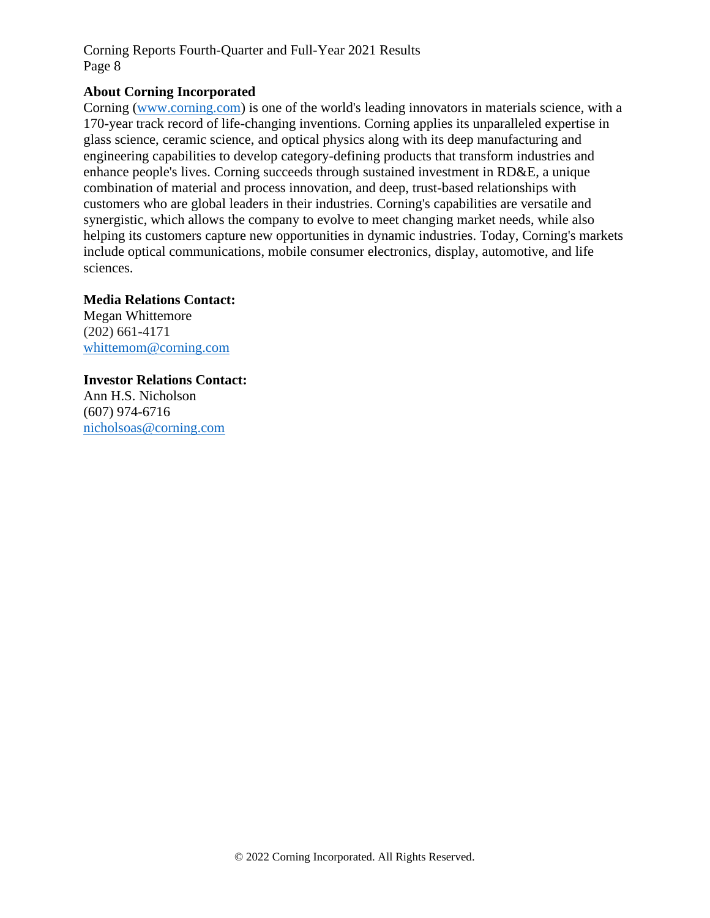**About Corning Incorporated**

Corning (www.corning.com) is one of the world's leading innovators in materials science, with a 170-year track record of life-changing inventions. Corning applies its unparalleled expertise in glass science, ceramic science, and optical physics along with its deep manufacturing and engineering capabilities to develop category-defining products that transform industries and enhance people's lives. Corning succeeds through sustained investment in RD&E, a unique combination of material and process innovation, and deep, trust-based relationships with customers who are global leaders in their industries. Corning's capabilities are versatile and synergistic, which allows the company to evolve to meet changing market needs, while also helping its customers capture new opportunities in dynamic industries. Today, Corning's markets include optical communications, mobile consumer electronics, display, automotive, and life sciences.

**Media Relations Contact:**
Megan Whittemore
(202) 661-4171
whittemom@corning.com

**Investor Relations Contact:**
Ann H.S. Nicholson
(607) 974-6716
nicholsoas@corning.com

© 2022 Corning Incorporated. All Rights Reserved.